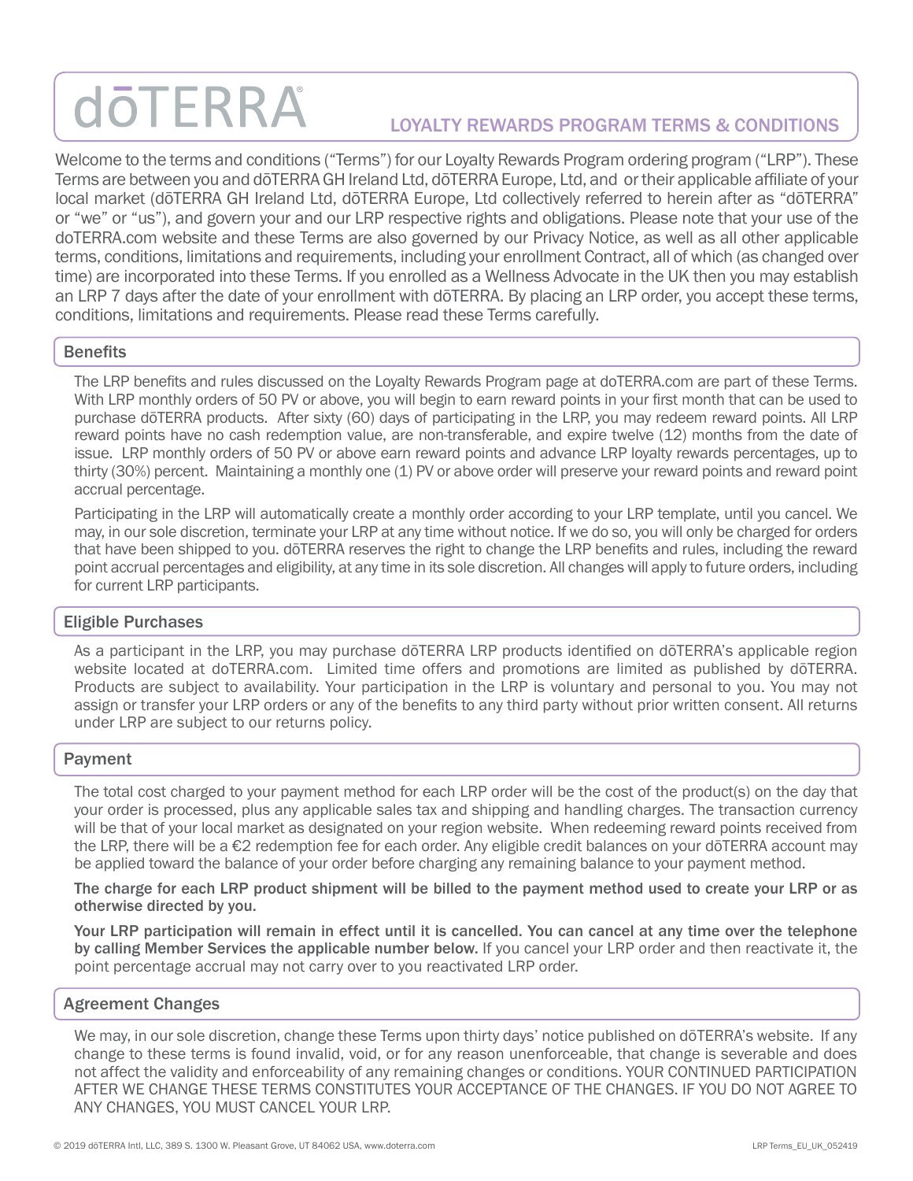# dōTERRA

## LOYALTY REWARDS PROGRAM TERMS & CONDITIONS

Welcome to the terms and conditions ("Terms") for our Loyalty Rewards Program ordering program ("LRP"). These Terms are between you and dōTERRA GH Ireland Ltd, dōTERRA Europe, Ltd, and or their applicable affiliate of your local market (dōTERRA GH Ireland Ltd, dōTERRA Europe, Ltd collectively referred to herein after as "dōTERRA" or "we" or "us"), and govern your and our LRP respective rights and obligations. Please note that your use of the doTERRA.com website and these Terms are also governed by our Privacy Notice, as well as all other applicable terms, conditions, limitations and requirements, including your enrollment Contract, all of which (as changed over time) are incorporated into these Terms. If you enrolled as a Wellness Advocate in the UK then you may establish an LRP 7 days after the date of your enrollment with dōTERRA. By placing an LRP order, you accept these terms, conditions, limitations and requirements. Please read these Terms carefully.

### Benefits

The LRP benefits and rules discussed on the Loyalty Rewards Program page at doTERRA.com are part of these Terms. With LRP monthly orders of 50 PV or above, you will begin to earn reward points in your first month that can be used to purchase dōTERRA products. After sixty (60) days of participating in the LRP, you may redeem reward points. All LRP reward points have no cash redemption value, are non-transferable, and expire twelve (12) months from the date of issue. LRP monthly orders of 50 PV or above earn reward points and advance LRP loyalty rewards percentages, up to thirty (30%) percent. Maintaining a monthly one (1) PV or above order will preserve your reward points and reward point accrual percentage.

Participating in the LRP will automatically create a monthly order according to your LRP template, until you cancel. We may, in our sole discretion, terminate your LRP at any time without notice. If we do so, you will only be charged for orders that have been shipped to you. dōTERRA reserves the right to change the LRP benefits and rules, including the reward point accrual percentages and eligibility, at any time in its sole discretion. All changes will apply to future orders, including for current LRP participants.

### Eligible Purchases

As a participant in the LRP, you may purchase dōTERRA LRP products identified on dōTERRA's applicable region website located at doTERRA.com. Limited time offers and promotions are limited as published by dōTERRA. Products are subject to availability. Your participation in the LRP is voluntary and personal to you. You may not assign or transfer your LRP orders or any of the benefits to any third party without prior written consent. All returns under LRP are subject to our returns policy.

### Payment

The total cost charged to your payment method for each LRP order will be the cost of the product(s) on the day that your order is processed, plus any applicable sales tax and shipping and handling charges. The transaction currency will be that of your local market as designated on your region website. When redeeming reward points received from the LRP, there will be a €2 redemption fee for each order. Any eligible credit balances on your dōTERRA account may be applied toward the balance of your order before charging any remaining balance to your payment method.

**The charge for each LRP product shipment will be billed to the payment method used to create your LRP or as otherwise directed by you.**

**Your LRP participation will remain in effect until it is cancelled. You can cancel at any time over the telephone by calling Member Services the applicable number below.** If you cancel your LRP order and then reactivate it, the point percentage accrual may not carry over to you reactivated LRP order.

### Agreement Changes

We may, in our sole discretion, change these Terms upon thirty days' notice published on dōTERRA's website. If any change to these terms is found invalid, void, or for any reason unenforceable, that change is severable and does not affect the validity and enforceability of any remaining changes or conditions. YOUR CONTINUED PARTICIPATION AFTER WE CHANGE THESE TERMS CONSTITUTES YOUR ACCEPTANCE OF THE CHANGES. IF YOU DO NOT AGREE TO ANY CHANGES, YOU MUST CANCEL YOUR LRP.

© 2019 dōTERRA Intl, LLC, 389 S. 1300 W. Pleasant Grove, UT 84062 USA, www.doterra.com

LRP Terms_EU_UK_052419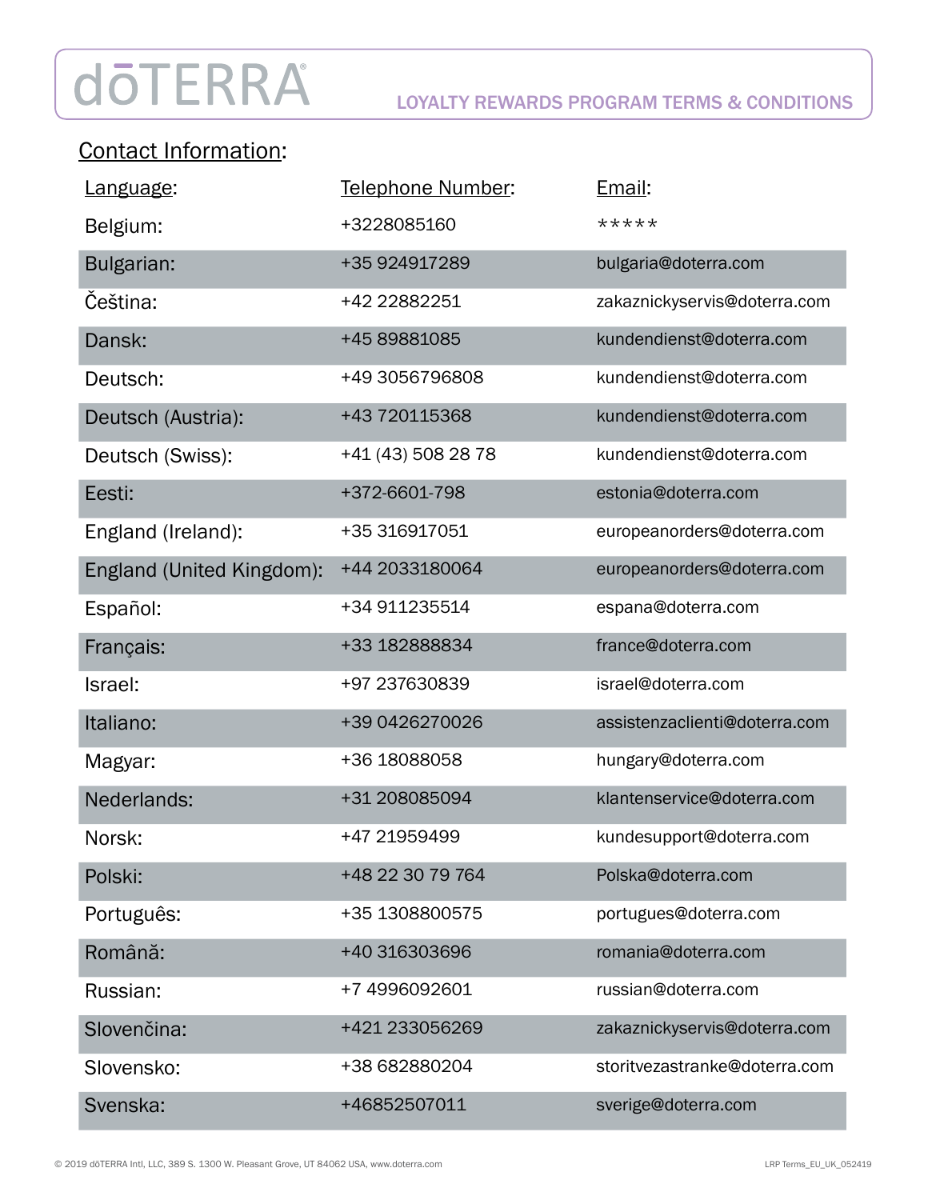## Contact Information:

| Language: | Telephone Number: | Email: |
| --- | --- | --- |
| Belgium: | +3228085160 | ***** |
| Bulgarian: | +35 924917289 | bulgaria@doterra.com |
| Čeština: | +42 22882251 | zakaznickyservis@doterra.com |
| Dansk: | +45 89881085 | kundendienst@doterra.com |
| Deutsch: | +49 3056796808 | kundendienst@doterra.com |
| Deutsch (Austria): | +43 720115368 | kundendienst@doterra.com |
| Deutsch (Swiss): | +41 (43) 508 28 78 | kundendienst@doterra.com |
| Eesti: | +372-6601-798 | estonia@doterra.com |
| England (Ireland): | +35 316917051 | europeanorders@doterra.com |
| England (United Kingdom): | +44 2033180064 | europeanorders@doterra.com |
| Español: | +34 911235514 | espana@doterra.com |
| Français: | +33 182888834 | france@doterra.com |
| Israel: | +97 237630839 | israel@doterra.com |
| Italiano: | +39 0426270026 | assistenzaclienti@doterra.com |
| Magyar: | +36 18088058 | hungary@doterra.com |
| Nederlands: | +31 208085094 | klantenservice@doterra.com |
| Norsk: | +47 21959499 | kundesupport@doterra.com |
| Polski: | +48 22 30 79 764 | Polska@doterra.com |
| Português: | +35 1308800575 | portugues@doterra.com |
| Română: | +40 316303696 | romania@doterra.com |
| Russian: | +7 4996092601 | russian@doterra.com |
| Slovenčina: | +421 233056269 | zakaznickyservis@doterra.com |
| Slovensko: | +38 682880204 | storitvezastranke@doterra.com |
| Svenska: | +46852507011 | sverige@doterra.com |